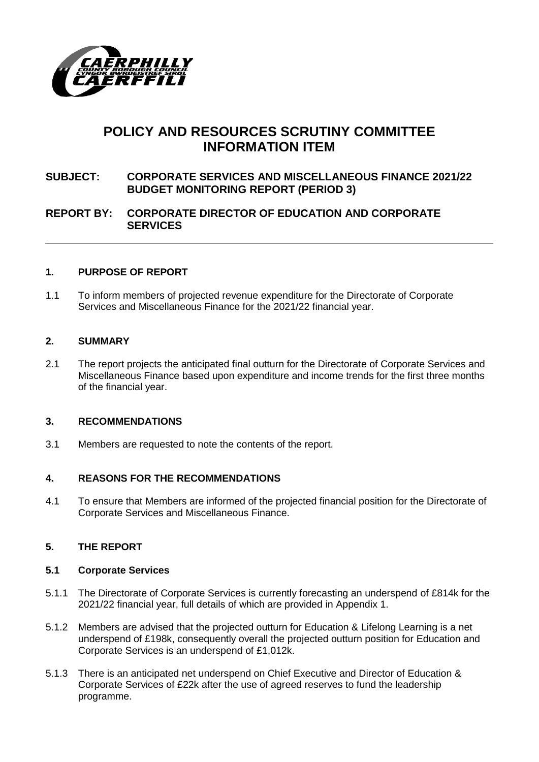# POLICY AND RESOURCES SCRUTINY COMMITTEE INFORMATION ITEM

**SUBJECT: CORPORATE SERVICES AND MISCELLANEOUS FINANCE 2021/22 BUDGET MONITORING REPORT (PERIOD 3)**

**REPORT BY: CORPORATE DIRECTOR OF EDUCATION AND CORPORATE SERVICES**

---

## 1. PURPOSE OF REPORT

1.1 To inform members of projected revenue expenditure for the Directorate of Corporate Services and Miscellaneous Finance for the 2021/22 financial year.

## 2. SUMMARY

2.1 The report projects the anticipated final outturn for the Directorate of Corporate Services and Miscellaneous Finance based upon expenditure and income trends for the first three months of the financial year.

## 3. RECOMMENDATIONS

3.1 Members are requested to note the contents of the report.

## 4. REASONS FOR THE RECOMMENDATIONS

4.1 To ensure that Members are informed of the projected financial position for the Directorate of Corporate Services and Miscellaneous Finance.

## 5. THE REPORT

### 5.1 Corporate Services

5.1.1 The Directorate of Corporate Services is currently forecasting an underspend of £814k for the 2021/22 financial year, full details of which are provided in Appendix 1.

5.1.2 Members are advised that the projected outturn for Education & Lifelong Learning is a net underspend of £198k, consequently overall the projected outturn position for Education and Corporate Services is an underspend of £1,012k.

5.1.3 There is an anticipated net underspend on Chief Executive and Director of Education & Corporate Services of £22k after the use of agreed reserves to fund the leadership programme.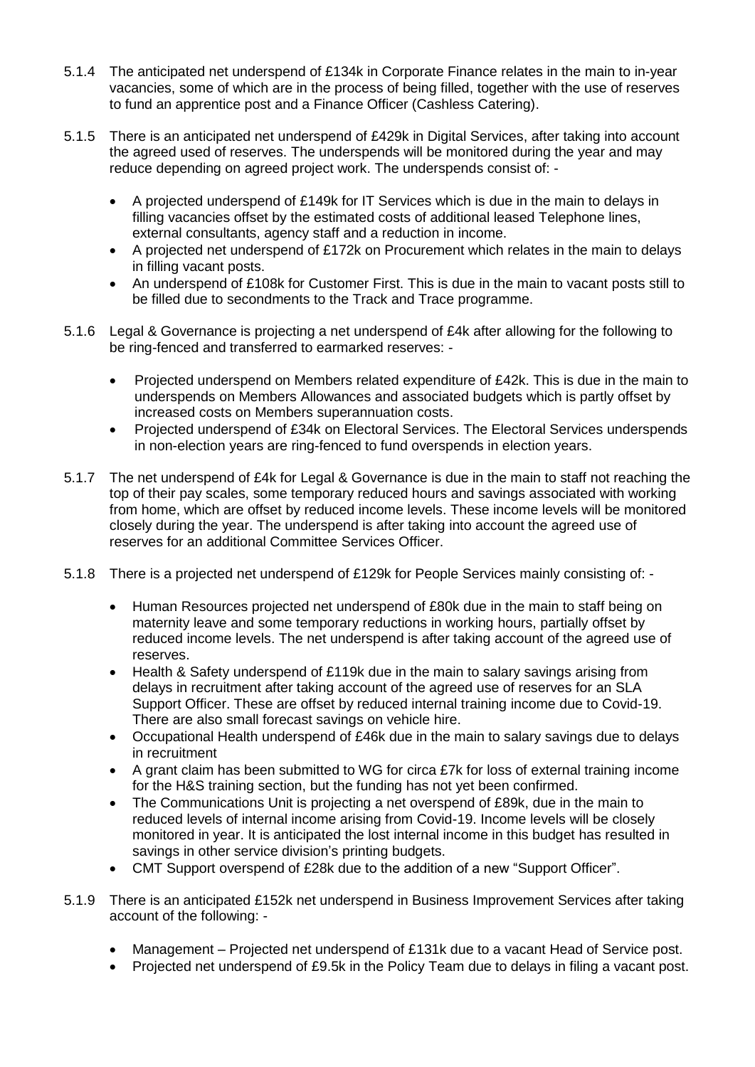5.1.4 The anticipated net underspend of £134k in Corporate Finance relates in the main to in-year vacancies, some of which are in the process of being filled, together with the use of reserves to fund an apprentice post and a Finance Officer (Cashless Catering).

5.1.5 There is an anticipated net underspend of £429k in Digital Services, after taking into account the agreed used of reserves. The underspends will be monitored during the year and may reduce depending on agreed project work. The underspends consist of: -

- A projected underspend of £149k for IT Services which is due in the main to delays in filling vacancies offset by the estimated costs of additional leased Telephone lines, external consultants, agency staff and a reduction in income.
- A projected net underspend of £172k on Procurement which relates in the main to delays in filling vacant posts.
- An underspend of £108k for Customer First. This is due in the main to vacant posts still to be filled due to secondments to the Track and Trace programme.

5.1.6 Legal & Governance is projecting a net underspend of £4k after allowing for the following to be ring-fenced and transferred to earmarked reserves: -

- Projected underspend on Members related expenditure of £42k. This is due in the main to underspends on Members Allowances and associated budgets which is partly offset by increased costs on Members superannuation costs.
- Projected underspend of £34k on Electoral Services. The Electoral Services underspends in non-election years are ring-fenced to fund overspends in election years.

5.1.7 The net underspend of £4k for Legal & Governance is due in the main to staff not reaching the top of their pay scales, some temporary reduced hours and savings associated with working from home, which are offset by reduced income levels. These income levels will be monitored closely during the year. The underspend is after taking into account the agreed use of reserves for an additional Committee Services Officer.

5.1.8 There is a projected net underspend of £129k for People Services mainly consisting of: -

- Human Resources projected net underspend of £80k due in the main to staff being on maternity leave and some temporary reductions in working hours, partially offset by reduced income levels. The net underspend is after taking account of the agreed use of reserves.
- Health & Safety underspend of £119k due in the main to salary savings arising from delays in recruitment after taking account of the agreed use of reserves for an SLA Support Officer. These are offset by reduced internal training income due to Covid-19. There are also small forecast savings on vehicle hire.
- Occupational Health underspend of £46k due in the main to salary savings due to delays in recruitment
- A grant claim has been submitted to WG for circa £7k for loss of external training income for the H&S training section, but the funding has not yet been confirmed.
- The Communications Unit is projecting a net overspend of £89k, due in the main to reduced levels of internal income arising from Covid-19. Income levels will be closely monitored in year. It is anticipated the lost internal income in this budget has resulted in savings in other service division's printing budgets.
- CMT Support overspend of £28k due to the addition of a new "Support Officer".

5.1.9 There is an anticipated £152k net underspend in Business Improvement Services after taking account of the following: -

- Management – Projected net underspend of £131k due to a vacant Head of Service post.
- Projected net underspend of £9.5k in the Policy Team due to delays in filing a vacant post.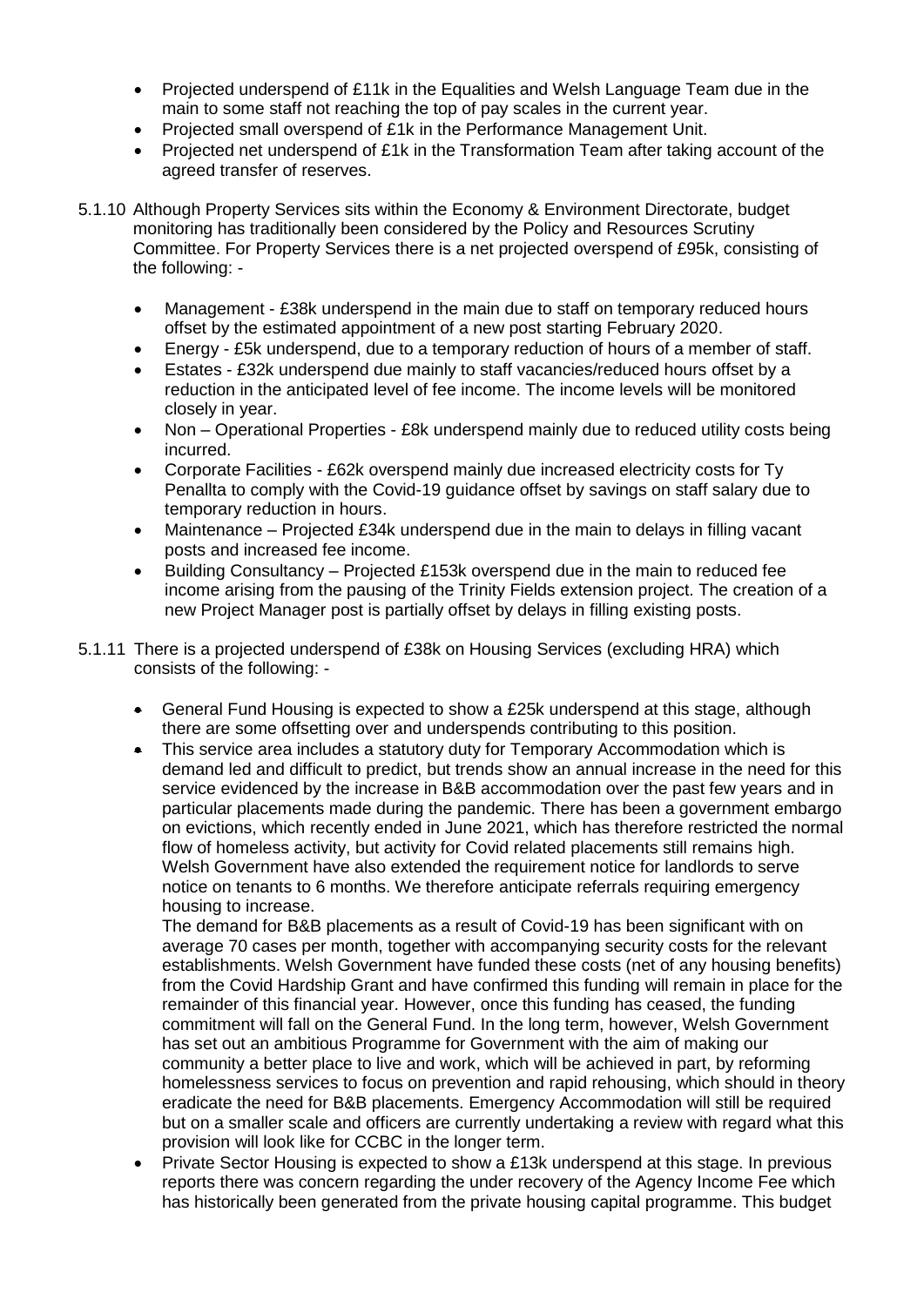- Projected underspend of £11k in the Equalities and Welsh Language Team due in the main to some staff not reaching the top of pay scales in the current year.
- Projected small overspend of £1k in the Performance Management Unit.
- Projected net underspend of £1k in the Transformation Team after taking account of the agreed transfer of reserves.

5.1.10 Although Property Services sits within the Economy & Environment Directorate, budget monitoring has traditionally been considered by the Policy and Resources Scrutiny Committee. For Property Services there is a net projected overspend of £95k, consisting of the following: -

- Management - £38k underspend in the main due to staff on temporary reduced hours offset by the estimated appointment of a new post starting February 2020.
- Energy - £5k underspend, due to a temporary reduction of hours of a member of staff.
- Estates - £32k underspend due mainly to staff vacancies/reduced hours offset by a reduction in the anticipated level of fee income. The income levels will be monitored closely in year.
- Non – Operational Properties - £8k underspend mainly due to reduced utility costs being incurred.
- Corporate Facilities - £62k overspend mainly due increased electricity costs for Ty Penallta to comply with the Covid-19 guidance offset by savings on staff salary due to temporary reduction in hours.
- Maintenance – Projected £34k underspend due in the main to delays in filling vacant posts and increased fee income.
- Building Consultancy – Projected £153k overspend due in the main to reduced fee income arising from the pausing of the Trinity Fields extension project. The creation of a new Project Manager post is partially offset by delays in filling existing posts.

5.1.11 There is a projected underspend of £38k on Housing Services (excluding HRA) which consists of the following: -

- General Fund Housing is expected to show a £25k underspend at this stage, although there are some offsetting over and underspends contributing to this position.
- This service area includes a statutory duty for Temporary Accommodation which is demand led and difficult to predict, but trends show an annual increase in the need for this service evidenced by the increase in B&B accommodation over the past few years and in particular placements made during the pandemic. There has been a government embargo on evictions, which recently ended in June 2021, which has therefore restricted the normal flow of homeless activity, but activity for Covid related placements still remains high. Welsh Government have also extended the requirement notice for landlords to serve notice on tenants to 6 months. We therefore anticipate referrals requiring emergency housing to increase.

  The demand for B&B placements as a result of Covid-19 has been significant with on average 70 cases per month, together with accompanying security costs for the relevant establishments. Welsh Government have funded these costs (net of any housing benefits) from the Covid Hardship Grant and have confirmed this funding will remain in place for the remainder of this financial year. However, once this funding has ceased, the funding commitment will fall on the General Fund. In the long term, however, Welsh Government has set out an ambitious Programme for Government with the aim of making our community a better place to live and work, which will be achieved in part, by reforming homelessness services to focus on prevention and rapid rehousing, which should in theory eradicate the need for B&B placements. Emergency Accommodation will still be required but on a smaller scale and officers are currently undertaking a review with regard what this provision will look like for CCBC in the longer term.
- Private Sector Housing is expected to show a £13k underspend at this stage. In previous reports there was concern regarding the under recovery of the Agency Income Fee which has historically been generated from the private housing capital programme. This budget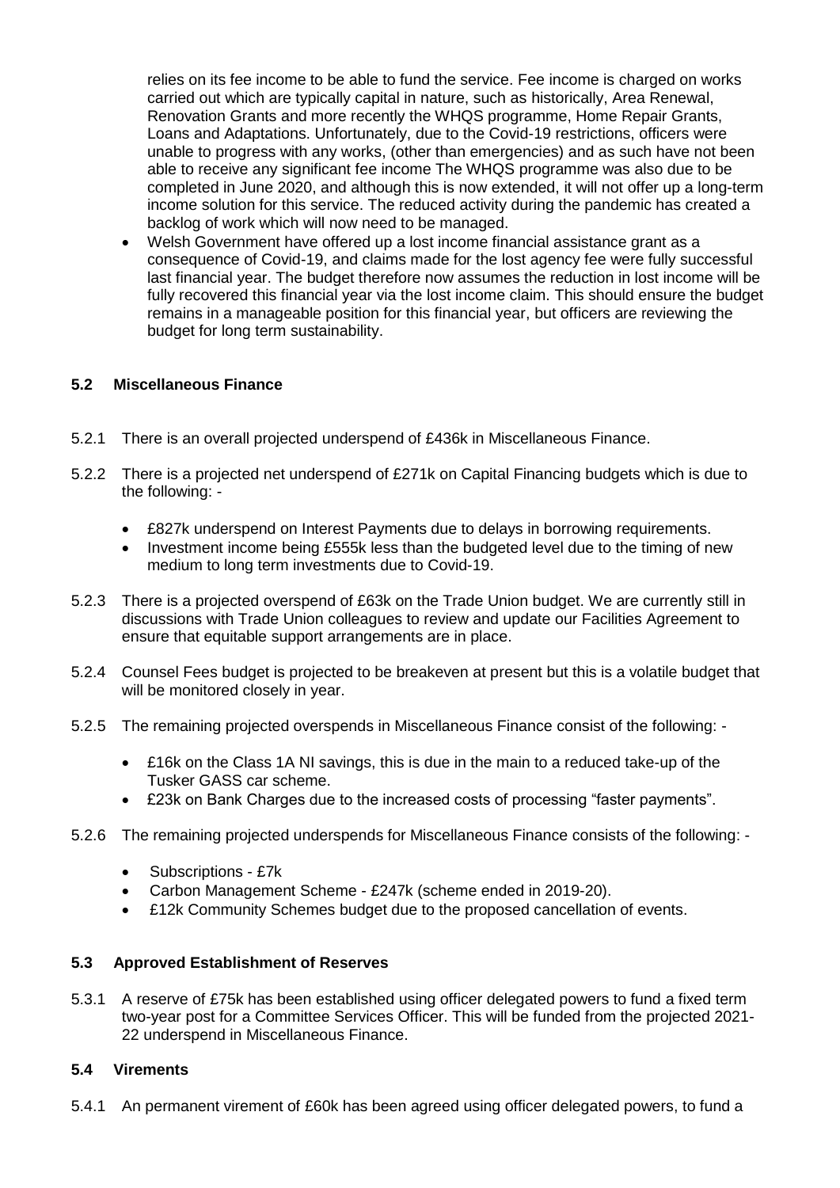relies on its fee income to be able to fund the service. Fee income is charged on works carried out which are typically capital in nature, such as historically, Area Renewal, Renovation Grants and more recently the WHQS programme, Home Repair Grants, Loans and Adaptations. Unfortunately, due to the Covid-19 restrictions, officers were unable to progress with any works, (other than emergencies) and as such have not been able to receive any significant fee income The WHQS programme was also due to be completed in June 2020, and although this is now extended, it will not offer up a long-term income solution for this service. The reduced activity during the pandemic has created a backlog of work which will now need to be managed.

- Welsh Government have offered up a lost income financial assistance grant as a consequence of Covid-19, and claims made for the lost agency fee were fully successful last financial year. The budget therefore now assumes the reduction in lost income will be fully recovered this financial year via the lost income claim. This should ensure the budget remains in a manageable position for this financial year, but officers are reviewing the budget for long term sustainability.

### 5.2 Miscellaneous Finance

5.2.1 There is an overall projected underspend of £436k in Miscellaneous Finance.

5.2.2 There is a projected net underspend of £271k on Capital Financing budgets which is due to the following: -

- £827k underspend on Interest Payments due to delays in borrowing requirements.
- Investment income being £555k less than the budgeted level due to the timing of new medium to long term investments due to Covid-19.

5.2.3 There is a projected overspend of £63k on the Trade Union budget. We are currently still in discussions with Trade Union colleagues to review and update our Facilities Agreement to ensure that equitable support arrangements are in place.

5.2.4 Counsel Fees budget is projected to be breakeven at present but this is a volatile budget that will be monitored closely in year.

5.2.5 The remaining projected overspends in Miscellaneous Finance consist of the following: -

- £16k on the Class 1A NI savings, this is due in the main to a reduced take-up of the Tusker GASS car scheme.
- £23k on Bank Charges due to the increased costs of processing "faster payments".

5.2.6 The remaining projected underspends for Miscellaneous Finance consists of the following: -

- Subscriptions - £7k
- Carbon Management Scheme - £247k (scheme ended in 2019-20).
- £12k Community Schemes budget due to the proposed cancellation of events.

### 5.3 Approved Establishment of Reserves

5.3.1 A reserve of £75k has been established using officer delegated powers to fund a fixed term two-year post for a Committee Services Officer. This will be funded from the projected 2021-22 underspend in Miscellaneous Finance.

### 5.4 Virements

5.4.1 An permanent virement of £60k has been agreed using officer delegated powers, to fund a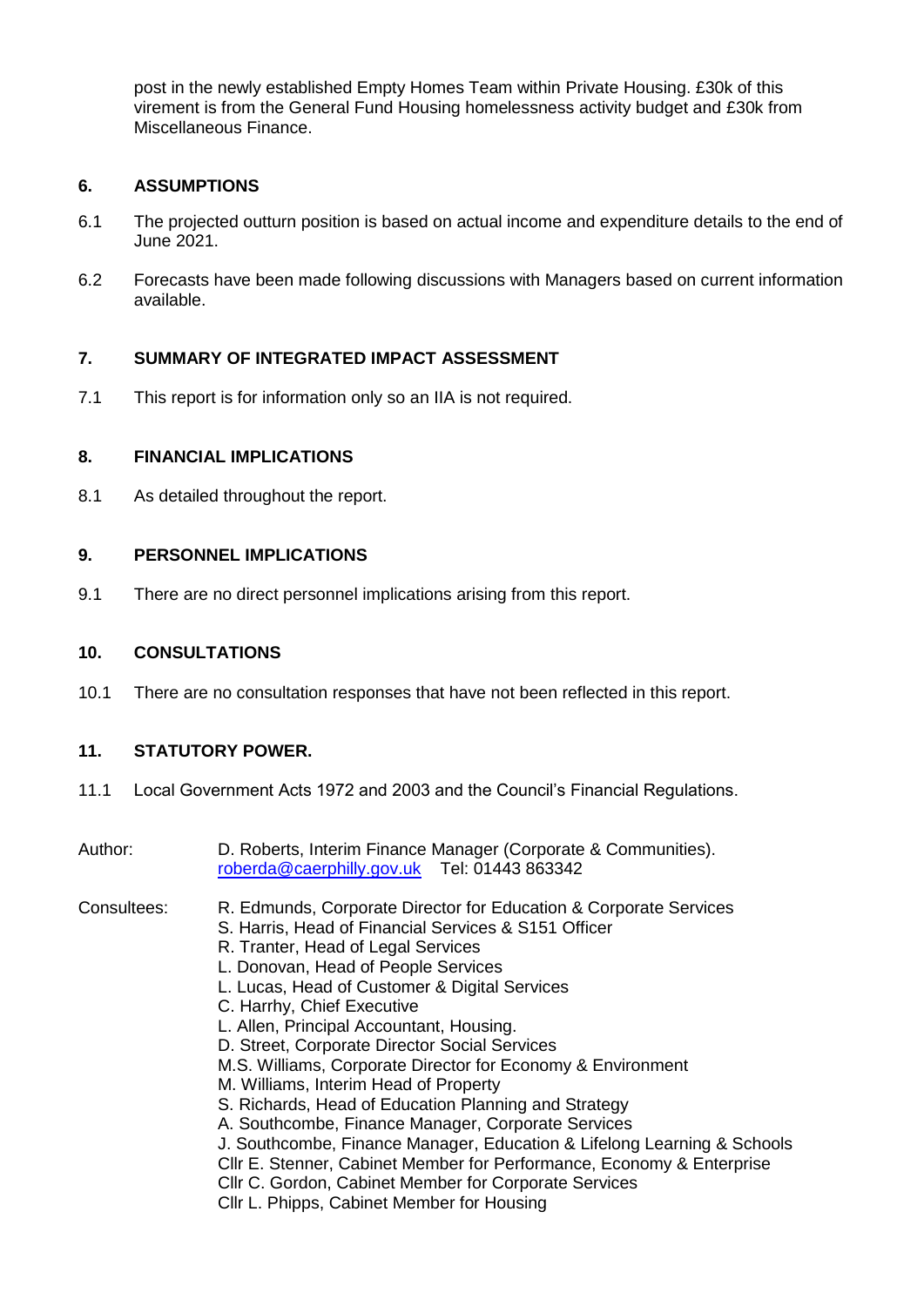post in the newly established Empty Homes Team within Private Housing. £30k of this virement is from the General Fund Housing homelessness activity budget and £30k from Miscellaneous Finance.

## 6. ASSUMPTIONS

6.1 The projected outturn position is based on actual income and expenditure details to the end of June 2021.

6.2 Forecasts have been made following discussions with Managers based on current information available.

## 7. SUMMARY OF INTEGRATED IMPACT ASSESSMENT

7.1 This report is for information only so an IIA is not required.

## 8. FINANCIAL IMPLICATIONS

8.1 As detailed throughout the report.

## 9. PERSONNEL IMPLICATIONS

9.1 There are no direct personnel implications arising from this report.

## 10. CONSULTATIONS

10.1 There are no consultation responses that have not been reflected in this report.

## 11. STATUTORY POWER.

11.1 Local Government Acts 1972 and 2003 and the Council's Financial Regulations.

Author: D. Roberts, Interim Finance Manager (Corporate & Communities).
roberda@caerphilly.gov.uk Tel: 01443 863342

Consultees:
R. Edmunds, Corporate Director for Education & Corporate Services
S. Harris, Head of Financial Services & S151 Officer
R. Tranter, Head of Legal Services
L. Donovan, Head of People Services
L. Lucas, Head of Customer & Digital Services
C. Harrhy, Chief Executive
L. Allen, Principal Accountant, Housing.
D. Street, Corporate Director Social Services
M.S. Williams, Corporate Director for Economy & Environment
M. Williams, Interim Head of Property
S. Richards, Head of Education Planning and Strategy
A. Southcombe, Finance Manager, Corporate Services
J. Southcombe, Finance Manager, Education & Lifelong Learning & Schools
Cllr E. Stenner, Cabinet Member for Performance, Economy & Enterprise
Cllr C. Gordon, Cabinet Member for Corporate Services
Cllr L. Phipps, Cabinet Member for Housing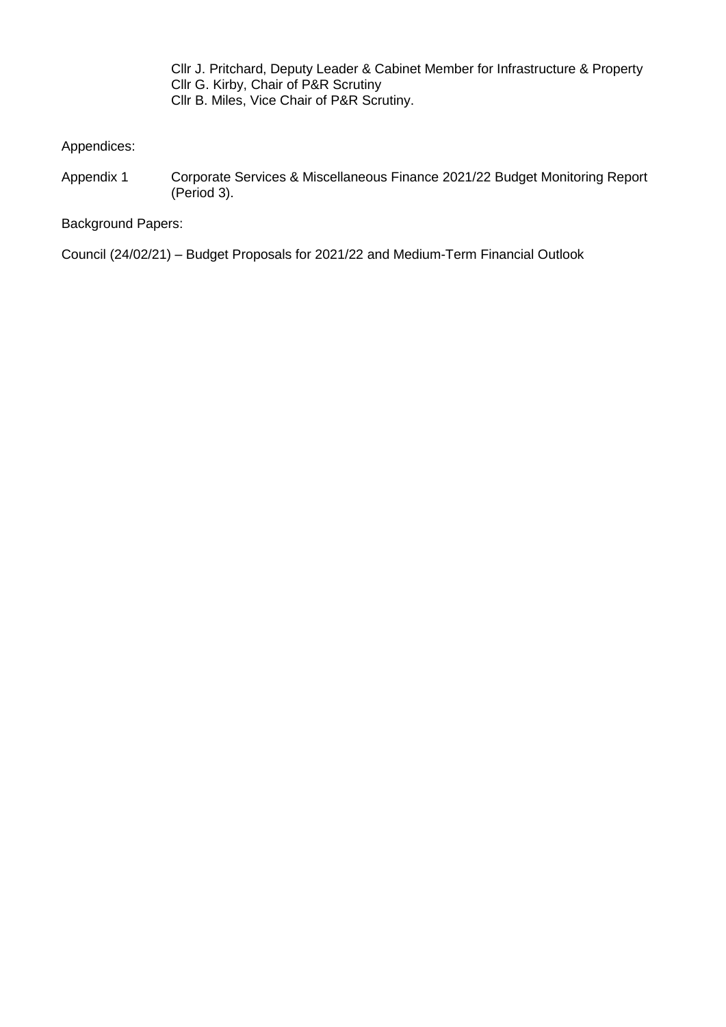Cllr J. Pritchard, Deputy Leader & Cabinet Member for Infrastructure & Property
Cllr G. Kirby, Chair of P&R Scrutiny
Cllr B. Miles, Vice Chair of P&R Scrutiny.

Appendices:

Appendix 1 Corporate Services & Miscellaneous Finance 2021/22 Budget Monitoring Report (Period 3).

Background Papers:

Council (24/02/21) – Budget Proposals for 2021/22 and Medium-Term Financial Outlook